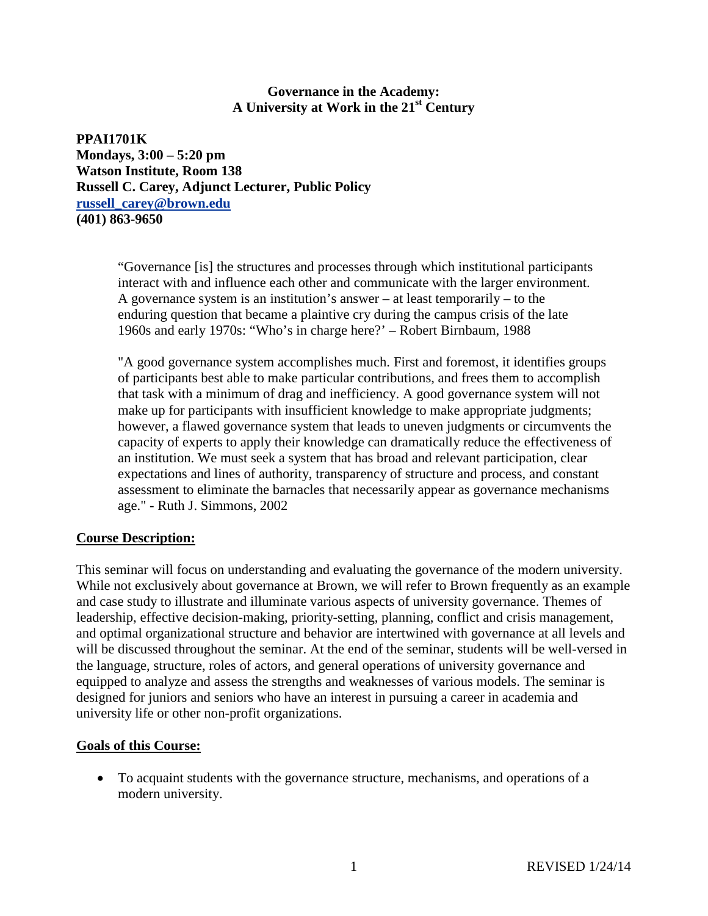**Governance in the Academy:**
**A University at Work in the 21st Century**

**PPAI1701K**
**Mondays, 3:00 – 5:20 pm**
**Watson Institute, Room 138**
**Russell C. Carey, Adjunct Lecturer, Public Policy**
**russell_carey@brown.edu**
**(401) 863-9650**

> "Governance [is] the structures and processes through which institutional participants interact with and influence each other and communicate with the larger environment. A governance system is an institution's answer – at least temporarily – to the enduring question that became a plaintive cry during the campus crisis of the late 1960s and early 1970s: "Who's in charge here?' – Robert Birnbaum, 1988

> "A good governance system accomplishes much. First and foremost, it identifies groups of participants best able to make particular contributions, and frees them to accomplish that task with a minimum of drag and inefficiency. A good governance system will not make up for participants with insufficient knowledge to make appropriate judgments; however, a flawed governance system that leads to uneven judgments or circumvents the capacity of experts to apply their knowledge can dramatically reduce the effectiveness of an institution. We must seek a system that has broad and relevant participation, clear expectations and lines of authority, transparency of structure and process, and constant assessment to eliminate the barnacles that necessarily appear as governance mechanisms age." - Ruth J. Simmons, 2002

## Course Description:

This seminar will focus on understanding and evaluating the governance of the modern university. While not exclusively about governance at Brown, we will refer to Brown frequently as an example and case study to illustrate and illuminate various aspects of university governance. Themes of leadership, effective decision-making, priority-setting, planning, conflict and crisis management, and optimal organizational structure and behavior are intertwined with governance at all levels and will be discussed throughout the seminar. At the end of the seminar, students will be well-versed in the language, structure, roles of actors, and general operations of university governance and equipped to analyze and assess the strengths and weaknesses of various models. The seminar is designed for juniors and seniors who have an interest in pursuing a career in academia and university life or other non-profit organizations.

## Goals of this Course:

- To acquaint students with the governance structure, mechanisms, and operations of a modern university.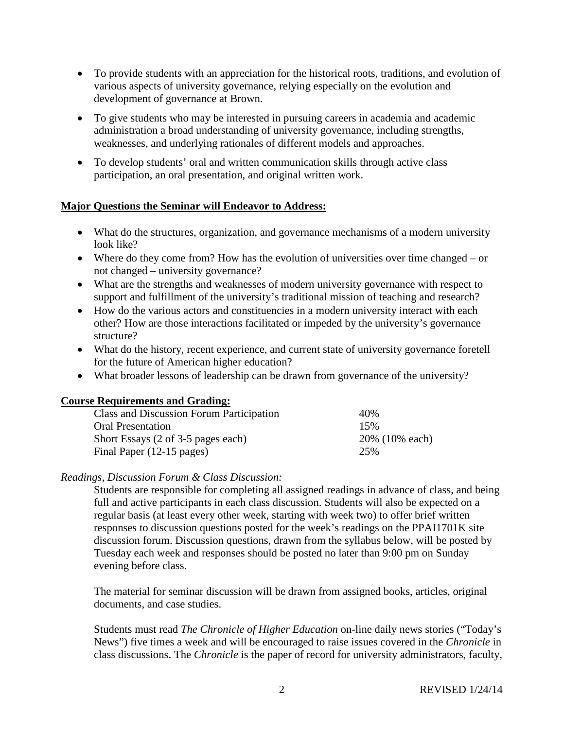- To provide students with an appreciation for the historical roots, traditions, and evolution of various aspects of university governance, relying especially on the evolution and development of governance at Brown.
- To give students who may be interested in pursuing careers in academia and academic administration a broad understanding of university governance, including strengths, weaknesses, and underlying rationales of different models and approaches.
- To develop students' oral and written communication skills through active class participation, an oral presentation, and original written work.

**Major Questions the Seminar will Endeavor to Address:**

- What do the structures, organization, and governance mechanisms of a modern university look like?
- Where do they come from? How has the evolution of universities over time changed – or not changed – university governance?
- What are the strengths and weaknesses of modern university governance with respect to support and fulfillment of the university's traditional mission of teaching and research?
- How do the various actors and constituencies in a modern university interact with each other? How are those interactions facilitated or impeded by the university's governance structure?
- What do the history, recent experience, and current state of university governance foretell for the future of American higher education?
- What broader lessons of leadership can be drawn from governance of the university?

**Course Requirements and Grading:**

| | |
|---|---|
| Class and Discussion Forum Participation | 40% |
| Oral Presentation | 15% |
| Short Essays (2 of 3-5 pages each) | 20% (10% each) |
| Final Paper (12-15 pages) | 25% |

*Readings, Discussion Forum & Class Discussion:*

Students are responsible for completing all assigned readings in advance of class, and being full and active participants in each class discussion. Students will also be expected on a regular basis (at least every other week, starting with week two) to offer brief written responses to discussion questions posted for the week's readings on the PPAI1701K site discussion forum. Discussion questions, drawn from the syllabus below, will be posted by Tuesday each week and responses should be posted no later than 9:00 pm on Sunday evening before class.

The material for seminar discussion will be drawn from assigned books, articles, original documents, and case studies.

Students must read *The Chronicle of Higher Education* on-line daily news stories ("Today's News") five times a week and will be encouraged to raise issues covered in the *Chronicle* in class discussions. The *Chronicle* is the paper of record for university administrators, faculty,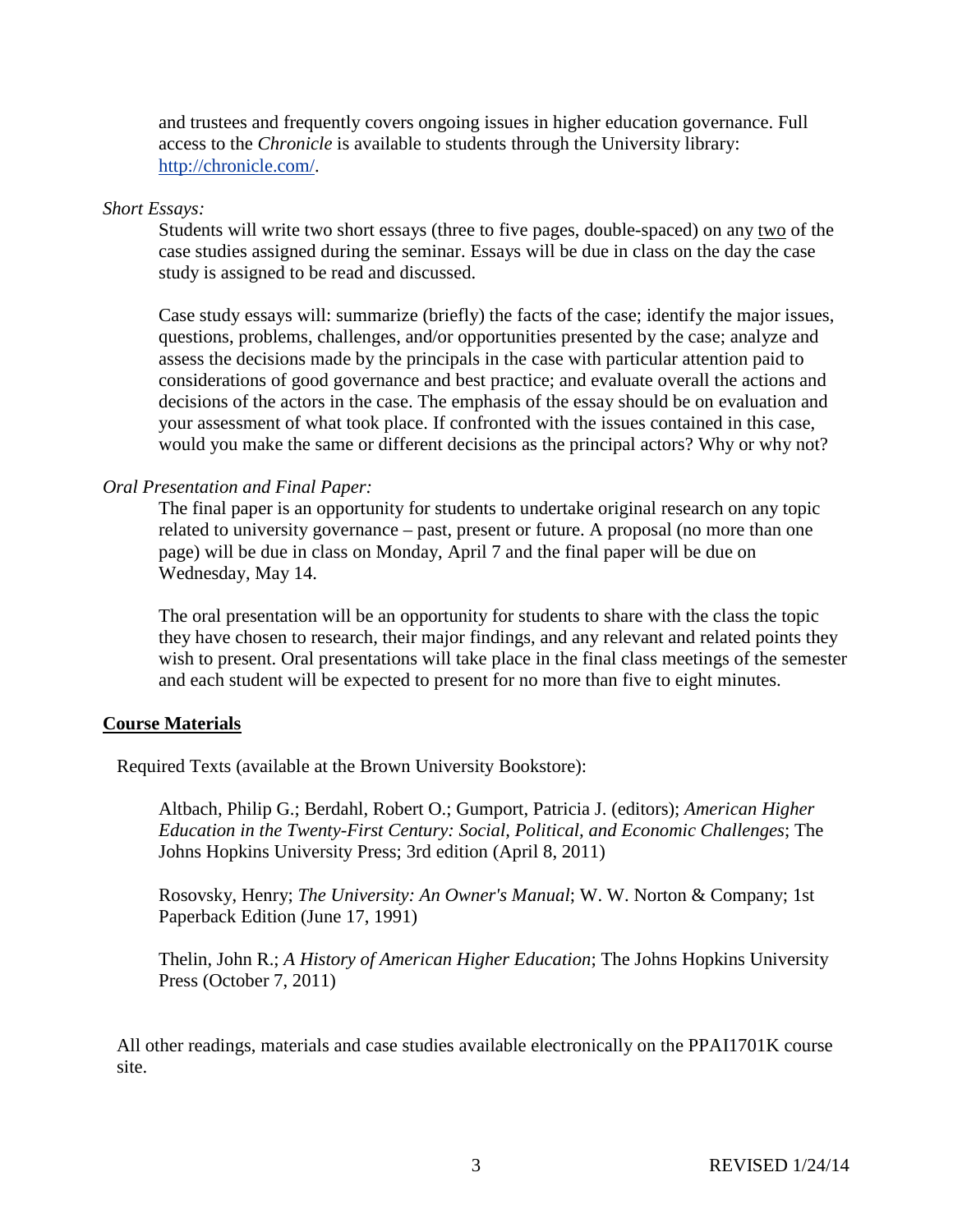and trustees and frequently covers ongoing issues in higher education governance. Full access to the *Chronicle* is available to students through the University library: [http://chronicle.com/](http://chronicle.com/).

*Short Essays:*

Students will write two short essays (three to five pages, double-spaced) on any two of the case studies assigned during the seminar. Essays will be due in class on the day the case study is assigned to be read and discussed.

Case study essays will: summarize (briefly) the facts of the case; identify the major issues, questions, problems, challenges, and/or opportunities presented by the case; analyze and assess the decisions made by the principals in the case with particular attention paid to considerations of good governance and best practice; and evaluate overall the actions and decisions of the actors in the case. The emphasis of the essay should be on evaluation and your assessment of what took place. If confronted with the issues contained in this case, would you make the same or different decisions as the principal actors? Why or why not?

*Oral Presentation and Final Paper:*

The final paper is an opportunity for students to undertake original research on any topic related to university governance – past, present or future. A proposal (no more than one page) will be due in class on Monday, April 7 and the final paper will be due on Wednesday, May 14.

The oral presentation will be an opportunity for students to share with the class the topic they have chosen to research, their major findings, and any relevant and related points they wish to present. Oral presentations will take place in the final class meetings of the semester and each student will be expected to present for no more than five to eight minutes.

## Course Materials

Required Texts (available at the Brown University Bookstore):

Altbach, Philip G.; Berdahl, Robert O.; Gumport, Patricia J. (editors); *American Higher Education in the Twenty-First Century: Social, Political, and Economic Challenges*; The Johns Hopkins University Press; 3rd edition (April 8, 2011)

Rosovsky, Henry; *The University: An Owner's Manual*; W. W. Norton & Company; 1st Paperback Edition (June 17, 1991)

Thelin, John R.; *A History of American Higher Education*; The Johns Hopkins University Press (October 7, 2011)

All other readings, materials and case studies available electronically on the PPAI1701K course site.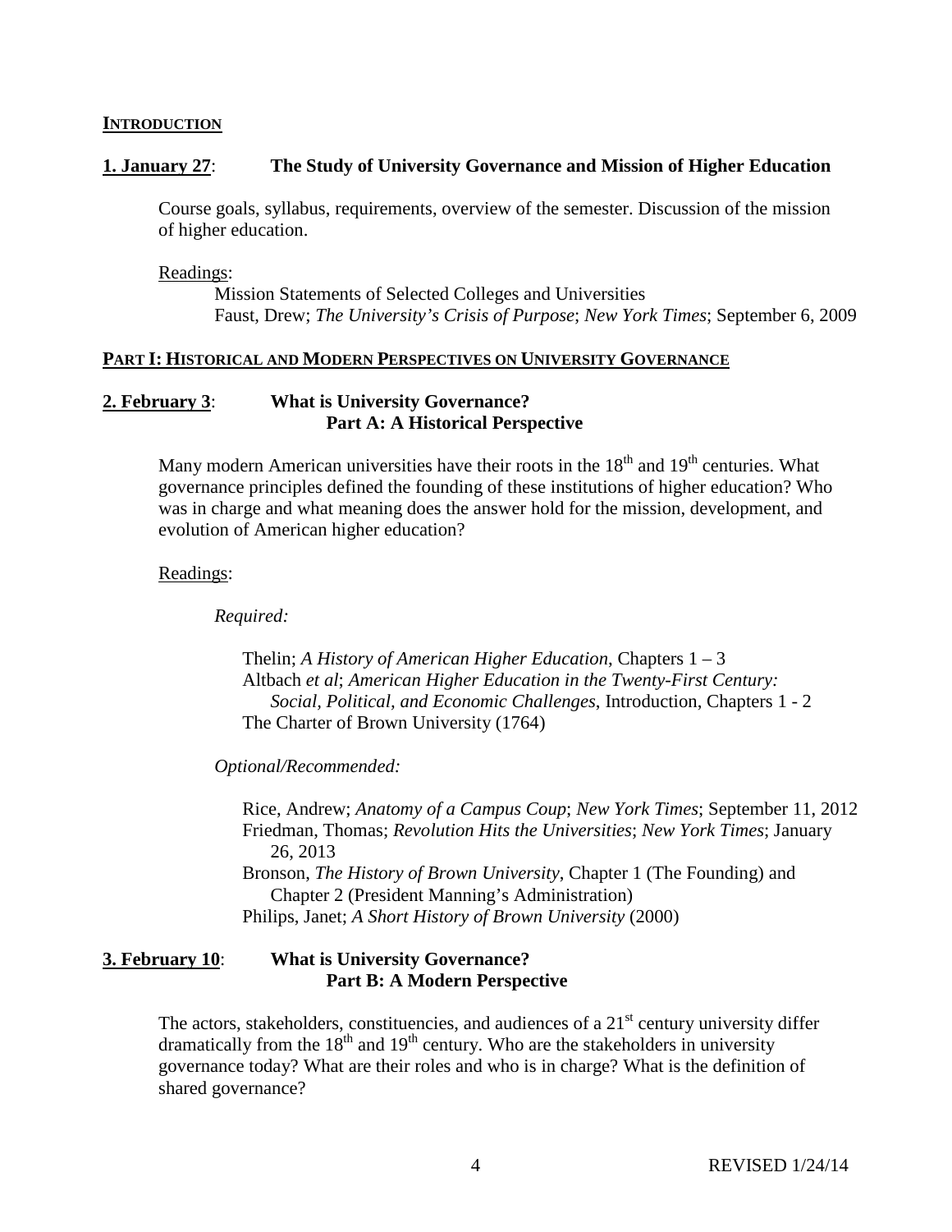## INTRODUCTION

### 1. January 27: The Study of University Governance and Mission of Higher Education

Course goals, syllabus, requirements, overview of the semester. Discussion of the mission of higher education.

Readings:

Mission Statements of Selected Colleges and Universities
Faust, Drew; *The University's Crisis of Purpose*; *New York Times*; September 6, 2009

## PART I: HISTORICAL AND MODERN PERSPECTIVES ON UNIVERSITY GOVERNANCE

### 2. February 3: What is University Governance? Part A: A Historical Perspective

Many modern American universities have their roots in the 18th and 19th centuries. What governance principles defined the founding of these institutions of higher education? Who was in charge and what meaning does the answer hold for the mission, development, and evolution of American higher education?

Readings:

*Required:*

Thelin; *A History of American Higher Education*, Chapters 1 – 3
Altbach *et al*; *American Higher Education in the Twenty-First Century: Social, Political, and Economic Challenges*, Introduction, Chapters 1 - 2
The Charter of Brown University (1764)

*Optional/Recommended:*

Rice, Andrew; *Anatomy of a Campus Coup*; *New York Times*; September 11, 2012
Friedman, Thomas; *Revolution Hits the Universities*; *New York Times*; January 26, 2013
Bronson, *The History of Brown University*, Chapter 1 (The Founding) and Chapter 2 (President Manning's Administration)
Philips, Janet; *A Short History of Brown University* (2000)

### 3. February 10: What is University Governance? Part B: A Modern Perspective

The actors, stakeholders, constituencies, and audiences of a 21st century university differ dramatically from the 18th and 19th century. Who are the stakeholders in university governance today? What are their roles and who is in charge? What is the definition of shared governance?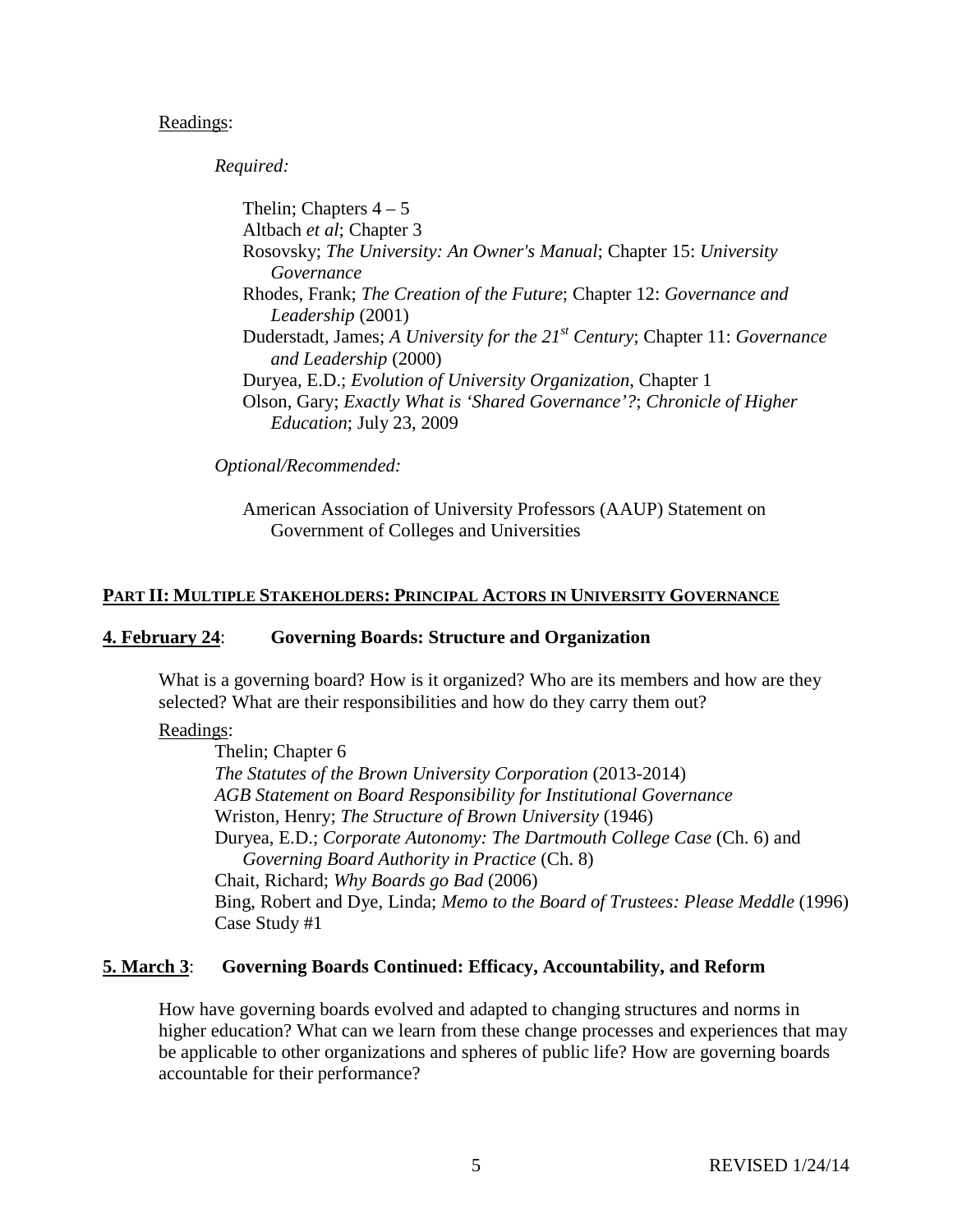Readings:

*Required:*

Thelin; Chapters 4 – 5
Altbach *et al*; Chapter 3
Rosovsky; *The University: An Owner's Manual*; Chapter 15: *University Governance*
Rhodes, Frank; *The Creation of the Future*; Chapter 12: *Governance and Leadership* (2001)
Duderstadt, James; *A University for the 21st Century*; Chapter 11: *Governance and Leadership* (2000)
Duryea, E.D.; *Evolution of University Organization*, Chapter 1
Olson, Gary; *Exactly What is 'Shared Governance'?*; *Chronicle of Higher Education*; July 23, 2009

*Optional/Recommended:*

American Association of University Professors (AAUP) Statement on Government of Colleges and Universities

## PART II: MULTIPLE STAKEHOLDERS: PRINCIPAL ACTORS IN UNIVERSITY GOVERNANCE

### 4. February 24: Governing Boards: Structure and Organization

What is a governing board? How is it organized? Who are its members and how are they selected? What are their responsibilities and how do they carry them out?

Readings:

Thelin; Chapter 6
*The Statutes of the Brown University Corporation* (2013-2014)
*AGB Statement on Board Responsibility for Institutional Governance*
Wriston, Henry; *The Structure of Brown University* (1946)
Duryea, E.D.; *Corporate Autonomy: The Dartmouth College Case* (Ch. 6) and *Governing Board Authority in Practice* (Ch. 8)
Chait, Richard; *Why Boards go Bad* (2006)
Bing, Robert and Dye, Linda; *Memo to the Board of Trustees: Please Meddle* (1996)
Case Study #1

### 5. March 3: Governing Boards Continued: Efficacy, Accountability, and Reform

How have governing boards evolved and adapted to changing structures and norms in higher education? What can we learn from these change processes and experiences that may be applicable to other organizations and spheres of public life? How are governing boards accountable for their performance?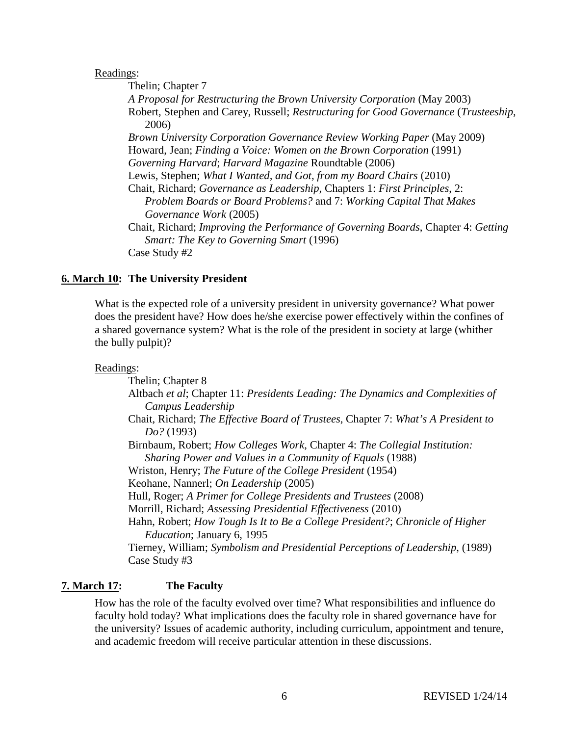Readings:

Thelin; Chapter 7
*A Proposal for Restructuring the Brown University Corporation* (May 2003)
Robert, Stephen and Carey, Russell; *Restructuring for Good Governance* (*Trusteeship*, 2006)
*Brown University Corporation Governance Review Working Paper* (May 2009)
Howard, Jean; *Finding a Voice: Women on the Brown Corporation* (1991)
*Governing Harvard*; *Harvard Magazine* Roundtable (2006)
Lewis, Stephen; *What I Wanted, and Got, from my Board Chairs* (2010)
Chait, Richard; *Governance as Leadership*, Chapters 1: *First Principles*, 2: *Problem Boards or Board Problems?* and 7: *Working Capital That Makes Governance Work* (2005)
Chait, Richard; *Improving the Performance of Governing Boards*, Chapter 4: *Getting Smart: The Key to Governing Smart* (1996)
Case Study #2

**6. March 10: The University President**

What is the expected role of a university president in university governance? What power does the president have? How does he/she exercise power effectively within the confines of a shared governance system? What is the role of the president in society at large (whither the bully pulpit)?

Readings:

Thelin; Chapter 8
Altbach *et al*; Chapter 11: *Presidents Leading: The Dynamics and Complexities of Campus Leadership*
Chait, Richard; *The Effective Board of Trustees*, Chapter 7: *What's A President to Do?* (1993)
Birnbaum, Robert; *How Colleges Work*, Chapter 4: *The Collegial Institution: Sharing Power and Values in a Community of Equals* (1988)
Wriston, Henry; *The Future of the College President* (1954)
Keohane, Nannerl; *On Leadership* (2005)
Hull, Roger; *A Primer for College Presidents and Trustees* (2008)
Morrill, Richard; *Assessing Presidential Effectiveness* (2010)
Hahn, Robert; *How Tough Is It to Be a College President?*; *Chronicle of Higher Education*; January 6, 1995
Tierney, William; *Symbolism and Presidential Perceptions of Leadership*, (1989)
Case Study #3

**7. March 17: The Faculty**

How has the role of the faculty evolved over time? What responsibilities and influence do faculty hold today? What implications does the faculty role in shared governance have for the university? Issues of academic authority, including curriculum, appointment and tenure, and academic freedom will receive particular attention in these discussions.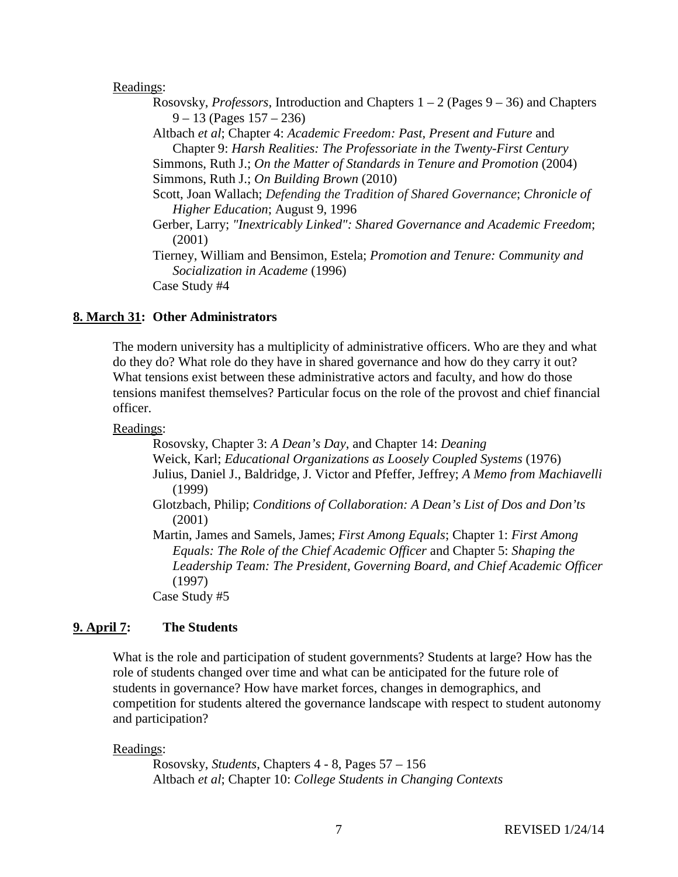<u>Readings</u>:

Rosovsky, *Professors*, Introduction and Chapters 1 – 2 (Pages 9 – 36) and Chapters 9 – 13 (Pages 157 – 236)

Altbach *et al*; Chapter 4: *Academic Freedom: Past, Present and Future* and Chapter 9: *Harsh Realities: The Professoriate in the Twenty-First Century*

Simmons, Ruth J.; *On the Matter of Standards in Tenure and Promotion* (2004)

Simmons, Ruth J.; *On Building Brown* (2010)

Scott, Joan Wallach; *Defending the Tradition of Shared Governance*; *Chronicle of Higher Education*; August 9, 1996

Gerber, Larry; *"Inextricably Linked": Shared Governance and Academic Freedom*; (2001)

Tierney, William and Bensimon, Estela; *Promotion and Tenure: Community and Socialization in Academe* (1996)

Case Study #4

### **<u>8. March 31</u>: Other Administrators**

The modern university has a multiplicity of administrative officers. Who are they and what do they do? What role do they have in shared governance and how do they carry it out? What tensions exist between these administrative actors and faculty, and how do those tensions manifest themselves? Particular focus on the role of the provost and chief financial officer.

<u>Readings</u>:

Rosovsky, Chapter 3: *A Dean's Day*, and Chapter 14: *Deaning*

Weick, Karl; *Educational Organizations as Loosely Coupled Systems* (1976)

Julius, Daniel J., Baldridge, J. Victor and Pfeffer, Jeffrey; *A Memo from Machiavelli* (1999)

Glotzbach, Philip; *Conditions of Collaboration: A Dean's List of Dos and Don'ts* (2001)

Martin, James and Samels, James; *First Among Equals*; Chapter 1: *First Among Equals: The Role of the Chief Academic Officer* and Chapter 5: *Shaping the Leadership Team: The President, Governing Board, and Chief Academic Officer* (1997)

Case Study #5

### **<u>9. April 7</u>: The Students**

What is the role and participation of student governments? Students at large? How has the role of students changed over time and what can be anticipated for the future role of students in governance? How have market forces, changes in demographics, and competition for students altered the governance landscape with respect to student autonomy and participation?

<u>Readings</u>:

Rosovsky, *Students*, Chapters 4 - 8, Pages 57 – 156

Altbach *et al*; Chapter 10: *College Students in Changing Contexts*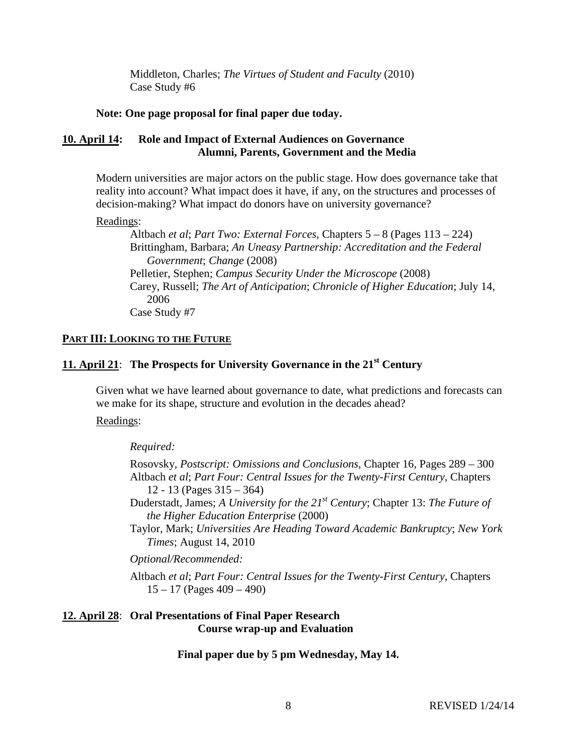Middleton, Charles; *The Virtues of Student and Faculty* (2010)
Case Study #6

**Note: One page proposal for final paper due today.**

**<u>10. April 14</u>: Role and Impact of External Audiences on Governance**
**Alumni, Parents, Government and the Media**

Modern universities are major actors on the public stage. How does governance take that reality into account? What impact does it have, if any, on the structures and processes of decision-making? What impact do donors have on university governance?

<u>Readings</u>:

Altbach *et al*; *Part Two: External Forces*, Chapters 5 – 8 (Pages 113 – 224)
Brittingham, Barbara; *An Uneasy Partnership: Accreditation and the Federal Government*; *Change* (2008)
Pelletier, Stephen; *Campus Security Under the Microscope* (2008)
Carey, Russell; *The Art of Anticipation*; *Chronicle of Higher Education*; July 14, 2006
Case Study #7

## <u>PART III: LOOKING TO THE FUTURE</u>

**<u>11. April 21</u>: The Prospects for University Governance in the 21st Century**

Given what we have learned about governance to date, what predictions and forecasts can we make for its shape, structure and evolution in the decades ahead?

<u>Readings</u>:

*Required:*

Rosovsky, *Postscript: Omissions and Conclusions*, Chapter 16, Pages 289 – 300
Altbach *et al*; *Part Four: Central Issues for the Twenty-First Century*, Chapters 12 - 13 (Pages 315 – 364)
Duderstadt, James; *A University for the 21st Century*; Chapter 13: *The Future of the Higher Education Enterprise* (2000)
Taylor, Mark; *Universities Are Heading Toward Academic Bankruptcy*; *New York Times*; August 14, 2010

*Optional/Recommended:*

Altbach *et al*; *Part Four: Central Issues for the Twenty-First Century*, Chapters 15 – 17 (Pages 409 – 490)

**<u>12. April 28</u>: Oral Presentations of Final Paper Research**
**Course wrap-up and Evaluation**

**Final paper due by 5 pm Wednesday, May 14.**

REVISED 1/24/14